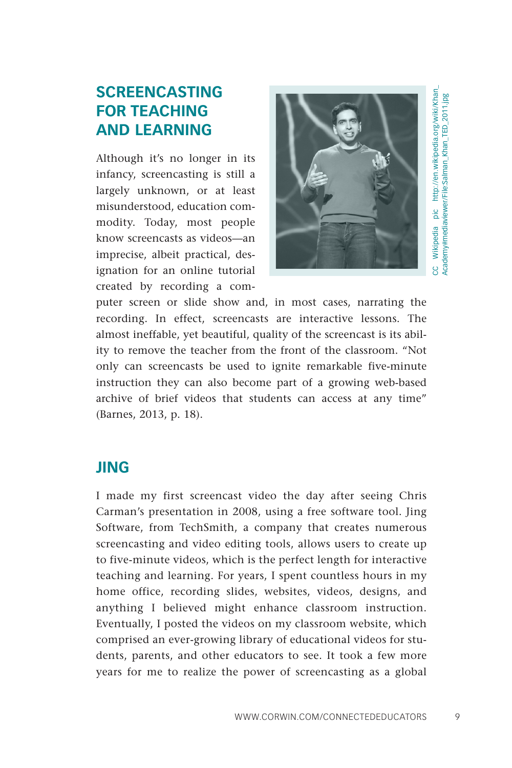## SCREENCASTING FOR TEACHING AND LEARNING

CC Wikipedia pic http://en.wikipedia.org/wiki/Khan_Academy#mediaviewer/File:Salman_Khan_TED_2011.jpg

Although it's no longer in its infancy, screencasting is still a largely unknown, or at least misunderstood, education commodity. Today, most people know screencasts as videos—an imprecise, albeit practical, designation for an online tutorial created by recording a computer screen or slide show and, in most cases, narrating the recording. In effect, screencasts are interactive lessons. The almost ineffable, yet beautiful, quality of the screencast is its ability to remove the teacher from the front of the classroom. "Not only can screencasts be used to ignite remarkable five-minute instruction they can also become part of a growing web-based archive of brief videos that students can access at any time" (Barnes, 2013, p. 18).

## JING

I made my first screencast video the day after seeing Chris Carman's presentation in 2008, using a free software tool. Jing Software, from TechSmith, a company that creates numerous screencasting and video editing tools, allows users to create up to five-minute videos, which is the perfect length for interactive teaching and learning. For years, I spent countless hours in my home office, recording slides, websites, videos, designs, and anything I believed might enhance classroom instruction. Eventually, I posted the videos on my classroom website, which comprised an ever-growing library of educational videos for students, parents, and other educators to see. It took a few more years for me to realize the power of screencasting as a global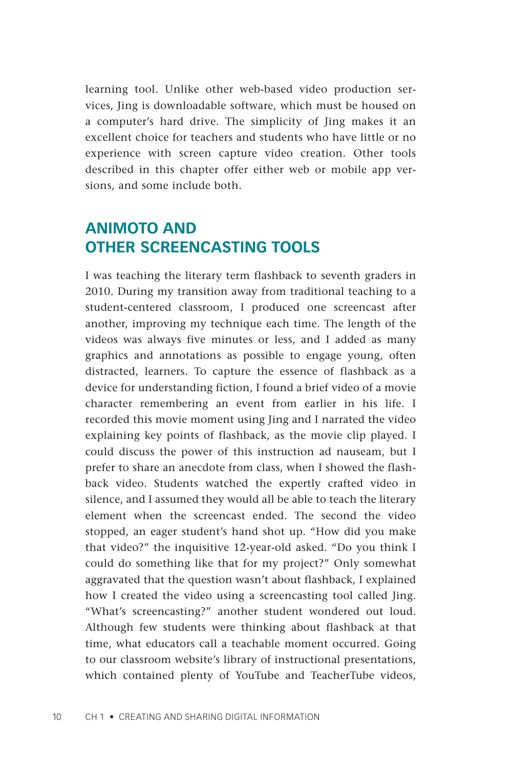learning tool. Unlike other web-based video production services, Jing is downloadable software, which must be housed on a computer's hard drive. The simplicity of Jing makes it an excellent choice for teachers and students who have little or no experience with screen capture video creation. Other tools described in this chapter offer either web or mobile app versions, and some include both.

## ANIMOTO AND OTHER SCREENCASTING TOOLS

I was teaching the literary term flashback to seventh graders in 2010. During my transition away from traditional teaching to a student-centered classroom, I produced one screencast after another, improving my technique each time. The length of the videos was always five minutes or less, and I added as many graphics and annotations as possible to engage young, often distracted, learners. To capture the essence of flashback as a device for understanding fiction, I found a brief video of a movie character remembering an event from earlier in his life. I recorded this movie moment using Jing and I narrated the video explaining key points of flashback, as the movie clip played. I could discuss the power of this instruction ad nauseam, but I prefer to share an anecdote from class, when I showed the flashback video. Students watched the expertly crafted video in silence, and I assumed they would all be able to teach the literary element when the screencast ended. The second the video stopped, an eager student's hand shot up. "How did you make that video?" the inquisitive 12-year-old asked. "Do you think I could do something like that for my project?" Only somewhat aggravated that the question wasn't about flashback, I explained how I created the video using a screencasting tool called Jing. "What's screencasting?" another student wondered out loud. Although few students were thinking about flashback at that time, what educators call a teachable moment occurred. Going to our classroom website's library of instructional presentations, which contained plenty of YouTube and TeacherTube videos,